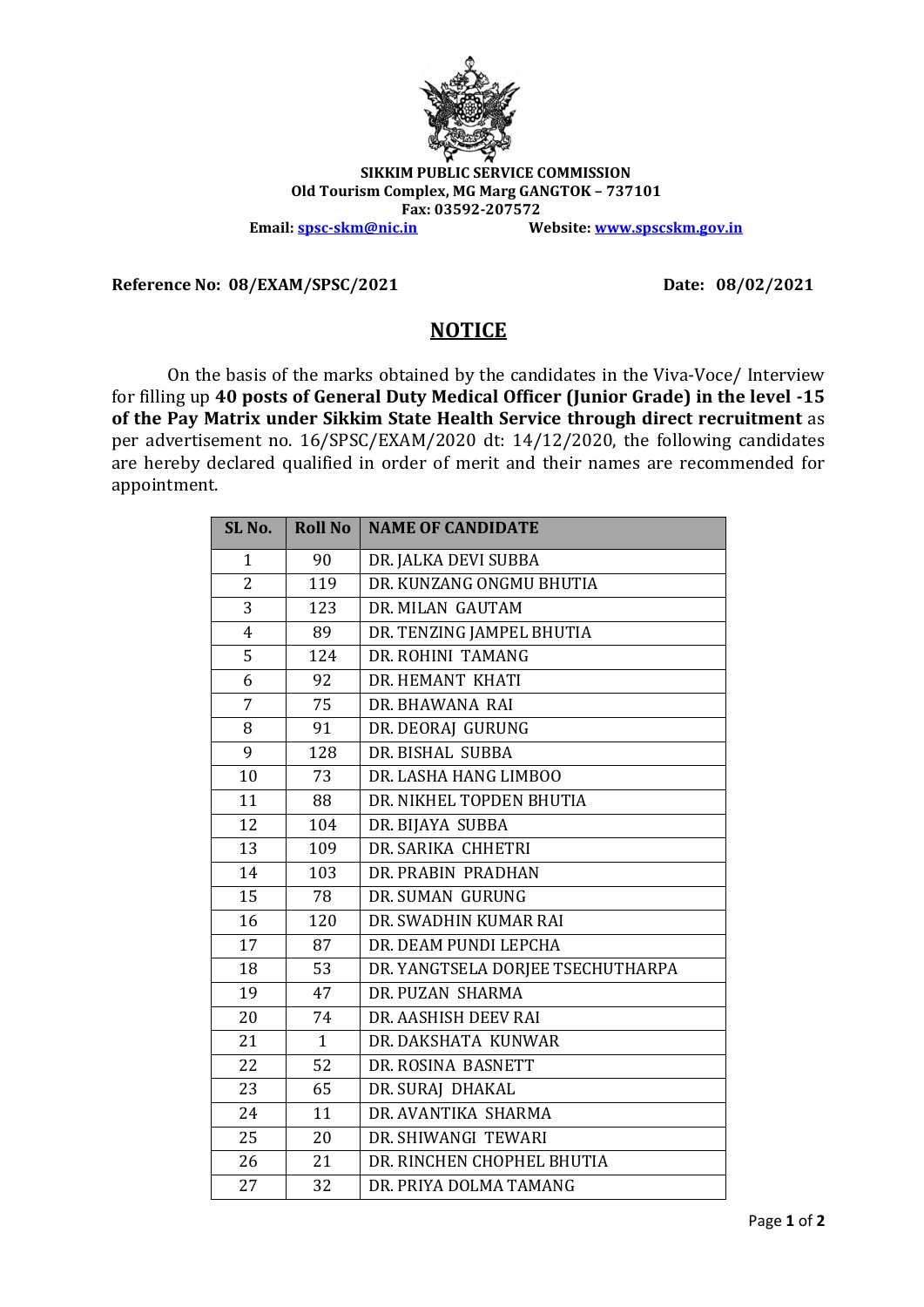**SIKKIM PUBLIC SERVICE COMMISSION**
**Old Tourism Complex, MG Marg GANGTOK – 737101**
**Fax: 03592-207572**
**Email: spsc-skm@nic.in** **Website: www.spscskm.gov.in**

**Reference No: 08/EXAM/SPSC/2021** **Date: 08/02/2021**

# NOTICE

On the basis of the marks obtained by the candidates in the Viva-Voce/ Interview for filling up **40 posts of General Duty Medical Officer (Junior Grade) in the level -15 of the Pay Matrix under Sikkim State Health Service through direct recruitment** as per advertisement no. 16/SPSC/EXAM/2020 dt: 14/12/2020, the following candidates are hereby declared qualified in order of merit and their names are recommended for appointment.

| SL No. | Roll No | NAME OF CANDIDATE |
|---|---|---|
| 1 | 90 | DR. JALKA DEVI SUBBA |
| 2 | 119 | DR. KUNZANG ONGMU BHUTIA |
| 3 | 123 | DR. MILAN GAUTAM |
| 4 | 89 | DR. TENZING JAMPEL BHUTIA |
| 5 | 124 | DR. ROHINI TAMANG |
| 6 | 92 | DR. HEMANT KHATI |
| 7 | 75 | DR. BHAWANA RAI |
| 8 | 91 | DR. DEORAJ GURUNG |
| 9 | 128 | DR. BISHAL SUBBA |
| 10 | 73 | DR. LASHA HANG LIMBOO |
| 11 | 88 | DR. NIKHEL TOPDEN BHUTIA |
| 12 | 104 | DR. BIJAYA SUBBA |
| 13 | 109 | DR. SARIKA CHHETRI |
| 14 | 103 | DR. PRABIN PRADHAN |
| 15 | 78 | DR. SUMAN GURUNG |
| 16 | 120 | DR. SWADHIN KUMAR RAI |
| 17 | 87 | DR. DEAM PUNDI LEPCHA |
| 18 | 53 | DR. YANGTSELA DORJEE TSECHUTHARPA |
| 19 | 47 | DR. PUZAN SHARMA |
| 20 | 74 | DR. AASHISH DEEV RAI |
| 21 | 1 | DR. DAKSHATA KUNWAR |
| 22 | 52 | DR. ROSINA BASNETT |
| 23 | 65 | DR. SURAJ DHAKAL |
| 24 | 11 | DR. AVANTIKA SHARMA |
| 25 | 20 | DR. SHIWANGI TEWARI |
| 26 | 21 | DR. RINCHEN CHOPHEL BHUTIA |
| 27 | 32 | DR. PRIYA DOLMA TAMANG |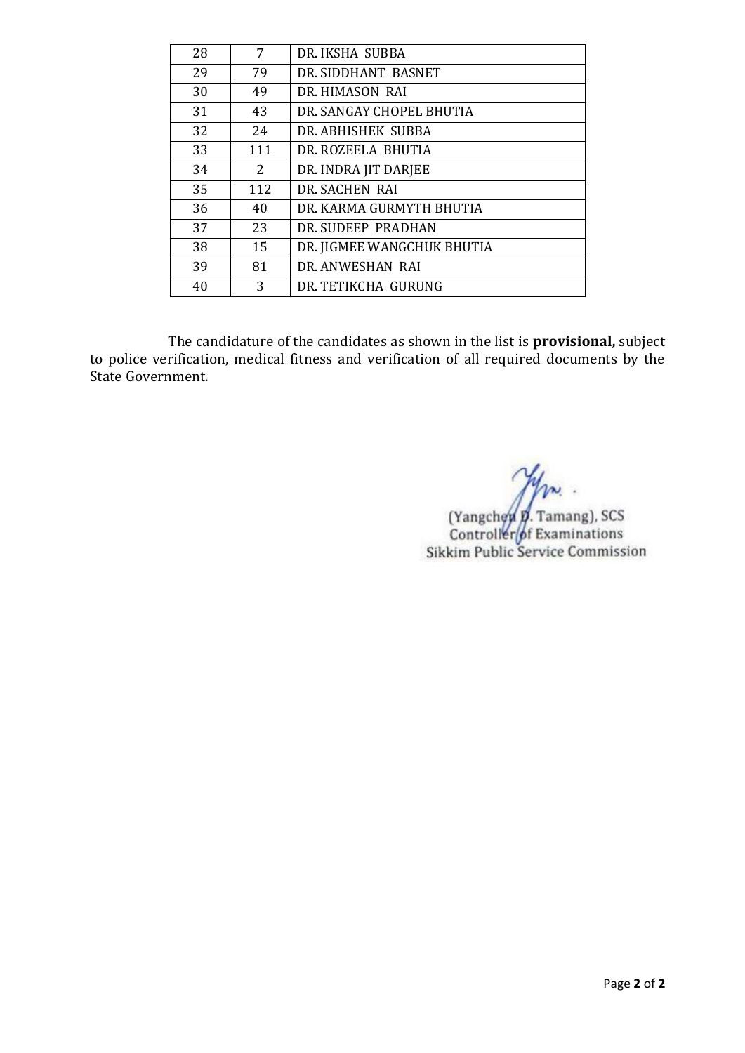| | | |
|---|---|---|
| 28 | 7 | DR. IKSHA SUBBA |
| 29 | 79 | DR. SIDDHANT BASNET |
| 30 | 49 | DR. HIMASON RAI |
| 31 | 43 | DR. SANGAY CHOPEL BHUTIA |
| 32 | 24 | DR. ABHISHEK SUBBA |
| 33 | 111 | DR. ROZEELA BHUTIA |
| 34 | 2 | DR. INDRA JIT DARJEE |
| 35 | 112 | DR. SACHEN RAI |
| 36 | 40 | DR. KARMA GURMYTH BHUTIA |
| 37 | 23 | DR. SUDEEP PRADHAN |
| 38 | 15 | DR. JIGMEE WANGCHUK BHUTIA |
| 39 | 81 | DR. ANWESHAN RAI |
| 40 | 3 | DR. TETIKCHA GURUNG |

The candidature of the candidates as shown in the list is **provisional,** subject to police verification, medical fitness and verification of all required documents by the State Government.

(Yangchen D. Tamang), SCS
Controller of Examinations
Sikkim Public Service Commission